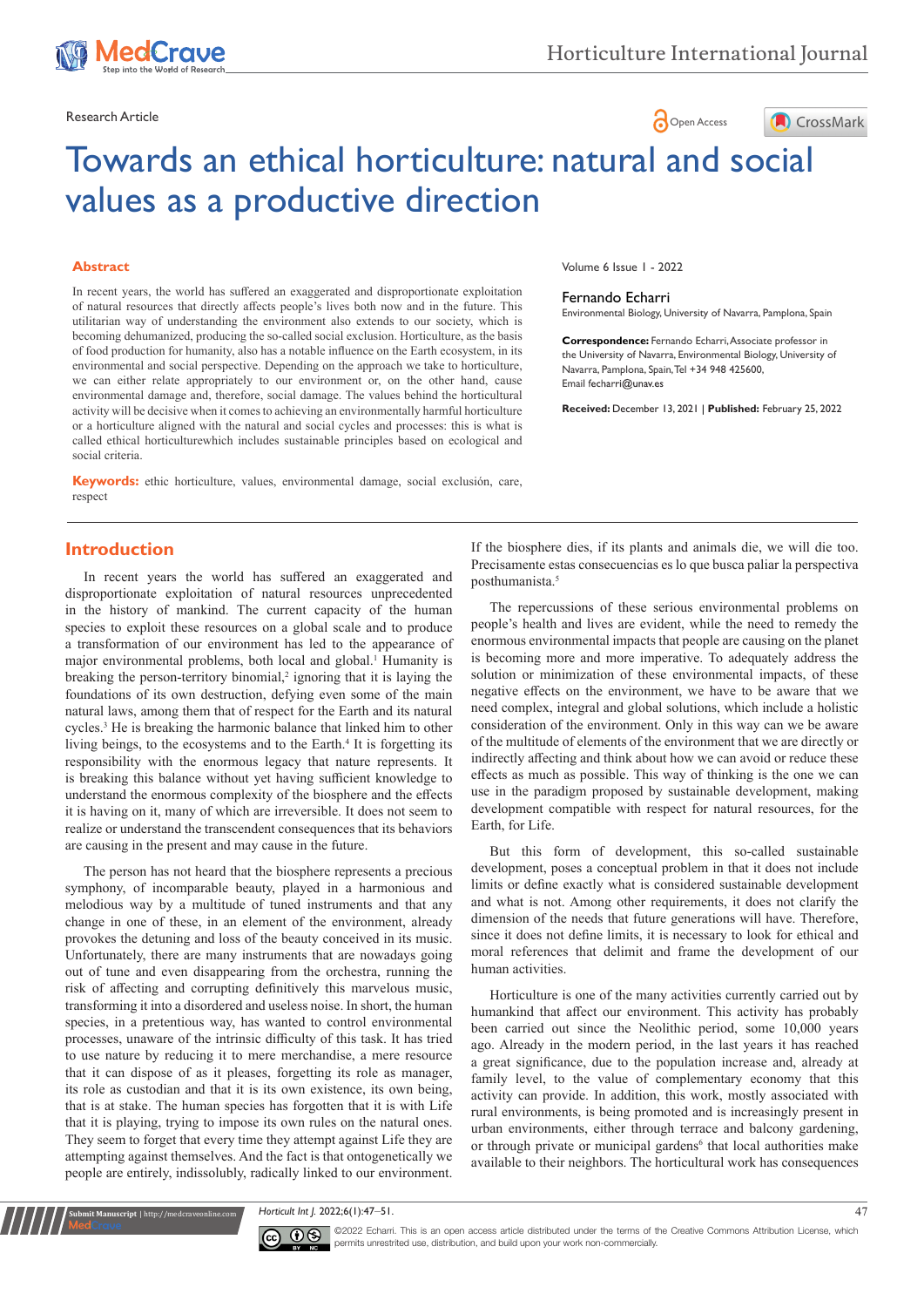Research Article

# Towards an ethical horticulture: natural and social values as a productive direction

## Abstract

In recent years, the world has suffered an exaggerated and disproportionate exploitation of natural resources that directly affects people's lives both now and in the future. This utilitarian way of understanding the environment also extends to our society, which is becoming dehumanized, producing the so-called social exclusion. Horticulture, as the basis of food production for humanity, also has a notable influence on the Earth ecosystem, in its environmental and social perspective. Depending on the approach we take to horticulture, we can either relate appropriately to our environment or, on the other hand, cause environmental damage and, therefore, social damage. The values behind the horticultural activity will be decisive when it comes to achieving an environmentally harmful horticulture or a horticulture aligned with the natural and social cycles and processes: this is what is called ethical horticulturewhich includes sustainable principles based on ecological and social criteria.

**Keywords:** ethic horticulture, values, environmental damage, social exclusión, care, respect

Volume 6 Issue 1 - 2022

Fernando Echarri

Environmental Biology, University of Navarra, Pamplona, Spain

**Correspondence:** Fernando Echarri, Associate professor in the University of Navarra, Environmental Biology, University of Navarra, Pamplona, Spain, Tel +34 948 425600, Email fecharri@unav.es

**Received:** December 13, 2021 | **Published:** February 25, 2022

## Introduction

In recent years the world has suffered an exaggerated and disproportionate exploitation of natural resources unprecedented in the history of mankind. The current capacity of the human species to exploit these resources on a global scale and to produce a transformation of our environment has led to the appearance of major environmental problems, both local and global.[1] Humanity is breaking the person-territory binomial,[2] ignoring that it is laying the foundations of its own destruction, defying even some of the main natural laws, among them that of respect for the Earth and its natural cycles.[3] He is breaking the harmonic balance that linked him to other living beings, to the ecosystems and to the Earth.[4] It is forgetting its responsibility with the enormous legacy that nature represents. It is breaking this balance without yet having sufficient knowledge to understand the enormous complexity of the biosphere and the effects it is having on it, many of which are irreversible. It does not seem to realize or understand the transcendent consequences that its behaviors are causing in the present and may cause in the future.

The person has not heard that the biosphere represents a precious symphony, of incomparable beauty, played in a harmonious and melodious way by a multitude of tuned instruments and that any change in one of these, in an element of the environment, already provokes the detuning and loss of the beauty conceived in its music. Unfortunately, there are many instruments that are nowadays going out of tune and even disappearing from the orchestra, running the risk of affecting and corrupting definitively this marvelous music, transforming it into a disordered and useless noise. In short, the human species, in a pretentious way, has wanted to control environmental processes, unaware of the intrinsic difficulty of this task. It has tried to use nature by reducing it to mere merchandise, a mere resource that it can dispose of as it pleases, forgetting its role as manager, its role as custodian and that it is its own existence, its own being, that is at stake. The human species has forgotten that it is with Life that it is playing, trying to impose its own rules on the natural ones. They seem to forget that every time they attempt against Life they are attempting against themselves. And the fact is that ontogenetically we people are entirely, indissolubly, radically linked to our environment. If the biosphere dies, if its plants and animals die, we will die too. Precisamente estas consecuencias es lo que busca paliar la perspectiva posthumanista.[5]

The repercussions of these serious environmental problems on people's health and lives are evident, while the need to remedy the enormous environmental impacts that people are causing on the planet is becoming more and more imperative. To adequately address the solution or minimization of these environmental impacts, of these negative effects on the environment, we have to be aware that we need complex, integral and global solutions, which include a holistic consideration of the environment. Only in this way can we be aware of the multitude of elements of the environment that we are directly or indirectly affecting and think about how we can avoid or reduce these effects as much as possible. This way of thinking is the one we can use in the paradigm proposed by sustainable development, making development compatible with respect for natural resources, for the Earth, for Life.

But this form of development, this so-called sustainable development, poses a conceptual problem in that it does not include limits or define exactly what is considered sustainable development and what is not. Among other requirements, it does not clarify the dimension of the needs that future generations will have. Therefore, since it does not define limits, it is necessary to look for ethical and moral references that delimit and frame the development of our human activities.

Horticulture is one of the many activities currently carried out by humankind that affect our environment. This activity has probably been carried out since the Neolithic period, some 10,000 years ago. Already in the modern period, in the last years it has reached a great significance, due to the population increase and, already at family level, to the value of complementary economy that this activity can provide. In addition, this work, mostly associated with rural environments, is being promoted and is increasingly present in urban environments, either through terrace and balcony gardening, or through private or municipal gardens[6] that local authorities make available to their neighbors. The horticultural work has consequences

©2022 Echarri. This is an open access article distributed under the terms of the Creative Commons Attribution License, which permits unrestited use, distribution, and build upon your work non-commercially.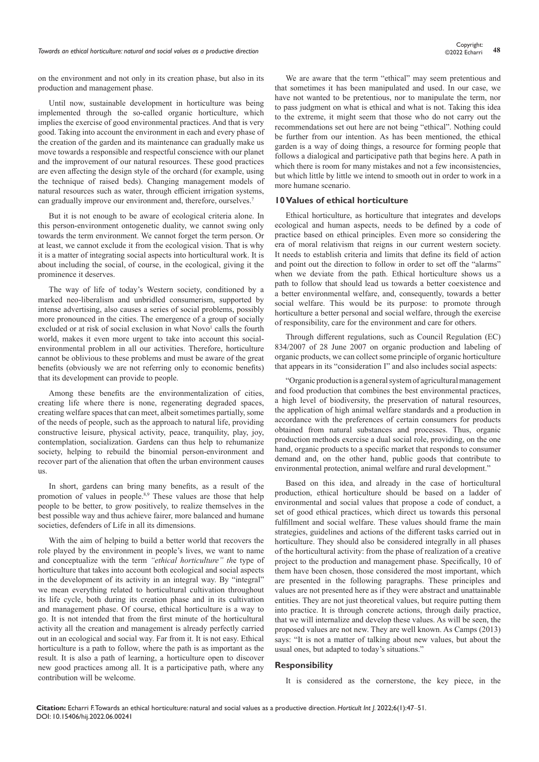on the environment and not only in its creation phase, but also in its production and management phase.

Until now, sustainable development in horticulture was being implemented through the so-called organic horticulture, which implies the exercise of good environmental practices. And that is very good. Taking into account the environment in each and every phase of the creation of the garden and its maintenance can gradually make us move towards a responsible and respectful conscience with our planet and the improvement of our natural resources. These good practices are even affecting the design style of the orchard (for example, using the technique of raised beds). Changing management models of natural resources such as water, through efficient irrigation systems, can gradually improve our environment and, therefore, ourselves.[7]

But it is not enough to be aware of ecological criteria alone. In this person-environment ontogenetic duality, we cannot swing only towards the term environment. We cannot forget the term person. Or at least, we cannot exclude it from the ecological vision. That is why it is a matter of integrating social aspects into horticultural work. It is about including the social, of course, in the ecological, giving it the prominence it deserves.

The way of life of today's Western society, conditioned by a marked neo-liberalism and unbridled consumerism, supported by intense advertising, also causes a series of social problems, possibly more pronounced in the cities. The emergence of a group of socially excluded or at risk of social exclusion in what Novo[1] calls the fourth world, makes it even more urgent to take into account this social-environmental problem in all our activities. Therefore, horticulture cannot be oblivious to these problems and must be aware of the great benefits (obviously we are not referring only to economic benefits) that its development can provide to people.

Among these benefits are the environmentalization of cities, creating life where there is none, regenerating degraded spaces, creating welfare spaces that can meet, albeit sometimes partially, some of the needs of people, such as the approach to natural life, providing constructive leisure, physical activity, peace, tranquility, play, joy, contemplation, socialization. Gardens can thus help to rehumanize society, helping to rebuild the binomial person-environment and recover part of the alienation that often the urban environment causes us.

In short, gardens can bring many benefits, as a result of the promotion of values in people.[8,9] These values are those that help people to be better, to grow positively, to realize themselves in the best possible way and thus achieve fairer, more balanced and humane societies, defenders of Life in all its dimensions.

With the aim of helping to build a better world that recovers the role played by the environment in people's lives, we want to name and conceptualize with the term *"ethical horticulture"* the type of horticulture that takes into account both ecological and social aspects in the development of its activity in an integral way. By "integral" we mean everything related to horticultural cultivation throughout its life cycle, both during its creation phase and in its cultivation and management phase. Of course, ethical horticulture is a way to go. It is not intended that from the first minute of the horticultural activity all the creation and management is already perfectly carried out in an ecological and social way. Far from it. It is not easy. Ethical horticulture is a path to follow, where the path is as important as the result. It is also a path of learning, a horticulture open to discover new good practices among all. It is a participative path, where any contribution will be welcome.

We are aware that the term "ethical" may seem pretentious and that sometimes it has been manipulated and used. In our case, we have not wanted to be pretentious, nor to manipulate the term, nor to pass judgment on what is ethical and what is not. Taking this idea to the extreme, it might seem that those who do not carry out the recommendations set out here are not being "ethical". Nothing could be further from our intention. As has been mentioned, the ethical garden is a way of doing things, a resource for forming people that follows a dialogical and participative path that begins here. A path in which there is room for many mistakes and not a few inconsistencies, but which little by little we intend to smooth out in order to work in a more humane scenario.

## 10 Values of ethical horticulture

Ethical horticulture, as horticulture that integrates and develops ecological and human aspects, needs to be defined by a code of practice based on ethical principles. Even more so considering the era of moral relativism that reigns in our current western society. It needs to establish criteria and limits that define its field of action and point out the direction to follow in order to set off the "alarms" when we deviate from the path. Ethical horticulture shows us a path to follow that should lead us towards a better coexistence and a better environmental welfare, and, consequently, towards a better social welfare. This would be its purpose: to promote through horticulture a better personal and social welfare, through the exercise of responsibility, care for the environment and care for others.

Through different regulations, such as Council Regulation (EC) 834/2007 of 28 June 2007 on organic production and labeling of organic products, we can collect some principle of organic horticulture that appears in its "consideration I" and also includes social aspects:

"Organic production is a general system of agricultural management and food production that combines the best environmental practices, a high level of biodiversity, the preservation of natural resources, the application of high animal welfare standards and a production in accordance with the preferences of certain consumers for products obtained from natural substances and processes. Thus, organic production methods exercise a dual social role, providing, on the one hand, organic products to a specific market that responds to consumer demand and, on the other hand, public goods that contribute to environmental protection, animal welfare and rural development."

Based on this idea, and already in the case of horticultural production, ethical horticulture should be based on a ladder of environmental and social values that propose a code of conduct, a set of good ethical practices, which direct us towards this personal fulfillment and social welfare. These values should frame the main strategies, guidelines and actions of the different tasks carried out in horticulture. They should also be considered integrally in all phases of the horticultural activity: from the phase of realization of a creative project to the production and management phase. Specifically, 10 of them have been chosen, those considered the most important, which are presented in the following paragraphs. These principles and values are not presented here as if they were abstract and unattainable entities. They are not just theoretical values, but require putting them into practice. It is through concrete actions, through daily practice, that we will internalize and develop these values. As will be seen, the proposed values are not new. They are well known. As Camps (2013) says: "It is not a matter of talking about new values, but about the usual ones, but adapted to today's situations."

### Responsibility

It is considered as the cornerstone, the key piece, in the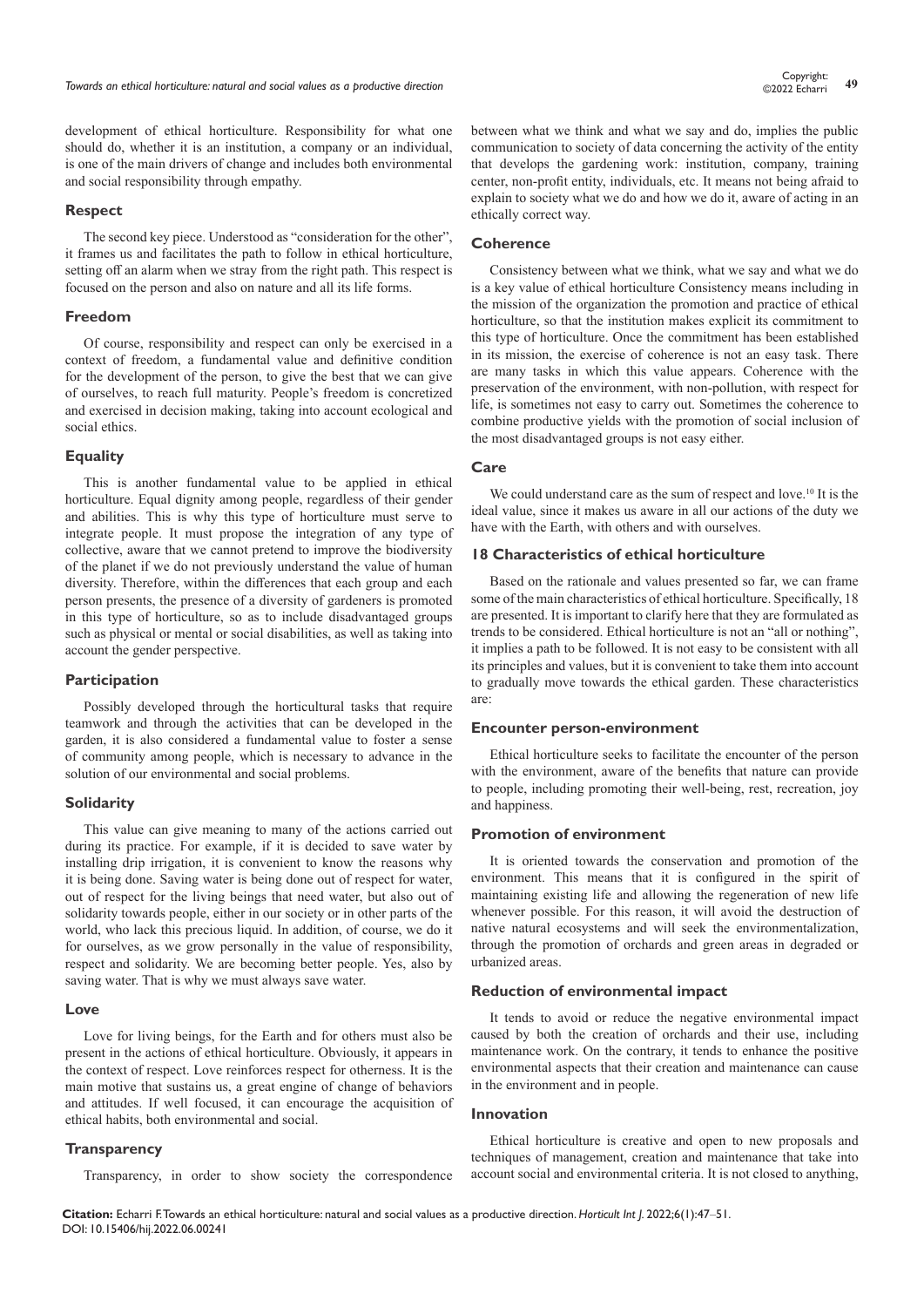development of ethical horticulture. Responsibility for what one should do, whether it is an institution, a company or an individual, is one of the main drivers of change and includes both environmental and social responsibility through empathy.

### Respect

The second key piece. Understood as "consideration for the other", it frames us and facilitates the path to follow in ethical horticulture, setting off an alarm when we stray from the right path. This respect is focused on the person and also on nature and all its life forms.

### Freedom

Of course, responsibility and respect can only be exercised in a context of freedom, a fundamental value and definitive condition for the development of the person, to give the best that we can give of ourselves, to reach full maturity. People's freedom is concretized and exercised in decision making, taking into account ecological and social ethics.

### Equality

This is another fundamental value to be applied in ethical horticulture. Equal dignity among people, regardless of their gender and abilities. This is why this type of horticulture must serve to integrate people. It must propose the integration of any type of collective, aware that we cannot pretend to improve the biodiversity of the planet if we do not previously understand the value of human diversity. Therefore, within the differences that each group and each person presents, the presence of a diversity of gardeners is promoted in this type of horticulture, so as to include disadvantaged groups such as physical or mental or social disabilities, as well as taking into account the gender perspective.

### Participation

Possibly developed through the horticultural tasks that require teamwork and through the activities that can be developed in the garden, it is also considered a fundamental value to foster a sense of community among people, which is necessary to advance in the solution of our environmental and social problems.

### Solidarity

This value can give meaning to many of the actions carried out during its practice. For example, if it is decided to save water by installing drip irrigation, it is convenient to know the reasons why it is being done. Saving water is being done out of respect for water, out of respect for the living beings that need water, but also out of solidarity towards people, either in our society or in other parts of the world, who lack this precious liquid. In addition, of course, we do it for ourselves, as we grow personally in the value of responsibility, respect and solidarity. We are becoming better people. Yes, also by saving water. That is why we must always save water.

### Love

Love for living beings, for the Earth and for others must also be present in the actions of ethical horticulture. Obviously, it appears in the context of respect. Love reinforces respect for otherness. It is the main motive that sustains us, a great engine of change of behaviors and attitudes. If well focused, it can encourage the acquisition of ethical habits, both environmental and social.

### Transparency

Transparency, in order to show society the correspondence between what we think and what we say and do, implies the public communication to society of data concerning the activity of the entity that develops the gardening work: institution, company, training center, non-profit entity, individuals, etc. It means not being afraid to explain to society what we do and how we do it, aware of acting in an ethically correct way.

### Coherence

Consistency between what we think, what we say and what we do is a key value of ethical horticulture Consistency means including in the mission of the organization the promotion and practice of ethical horticulture, so that the institution makes explicit its commitment to this type of horticulture. Once the commitment has been established in its mission, the exercise of coherence is not an easy task. There are many tasks in which this value appears. Coherence with the preservation of the environment, with non-pollution, with respect for life, is sometimes not easy to carry out. Sometimes the coherence to combine productive yields with the promotion of social inclusion of the most disadvantaged groups is not easy either.

### Care

We could understand care as the sum of respect and love.[10] It is the ideal value, since it makes us aware in all our actions of the duty we have with the Earth, with others and with ourselves.

## 18 Characteristics of ethical horticulture

Based on the rationale and values presented so far, we can frame some of the main characteristics of ethical horticulture. Specifically, 18 are presented. It is important to clarify here that they are formulated as trends to be considered. Ethical horticulture is not an "all or nothing", it implies a path to be followed. It is not easy to be consistent with all its principles and values, but it is convenient to take them into account to gradually move towards the ethical garden. These characteristics are:

### Encounter person-environment

Ethical horticulture seeks to facilitate the encounter of the person with the environment, aware of the benefits that nature can provide to people, including promoting their well-being, rest, recreation, joy and happiness.

### Promotion of environment

It is oriented towards the conservation and promotion of the environment. This means that it is configured in the spirit of maintaining existing life and allowing the regeneration of new life whenever possible. For this reason, it will avoid the destruction of native natural ecosystems and will seek the environmentalization, through the promotion of orchards and green areas in degraded or urbanized areas.

### Reduction of environmental impact

It tends to avoid or reduce the negative environmental impact caused by both the creation of orchards and their use, including maintenance work. On the contrary, it tends to enhance the positive environmental aspects that their creation and maintenance can cause in the environment and in people.

### Innovation

Ethical horticulture is creative and open to new proposals and techniques of management, creation and maintenance that take into account social and environmental criteria. It is not closed to anything,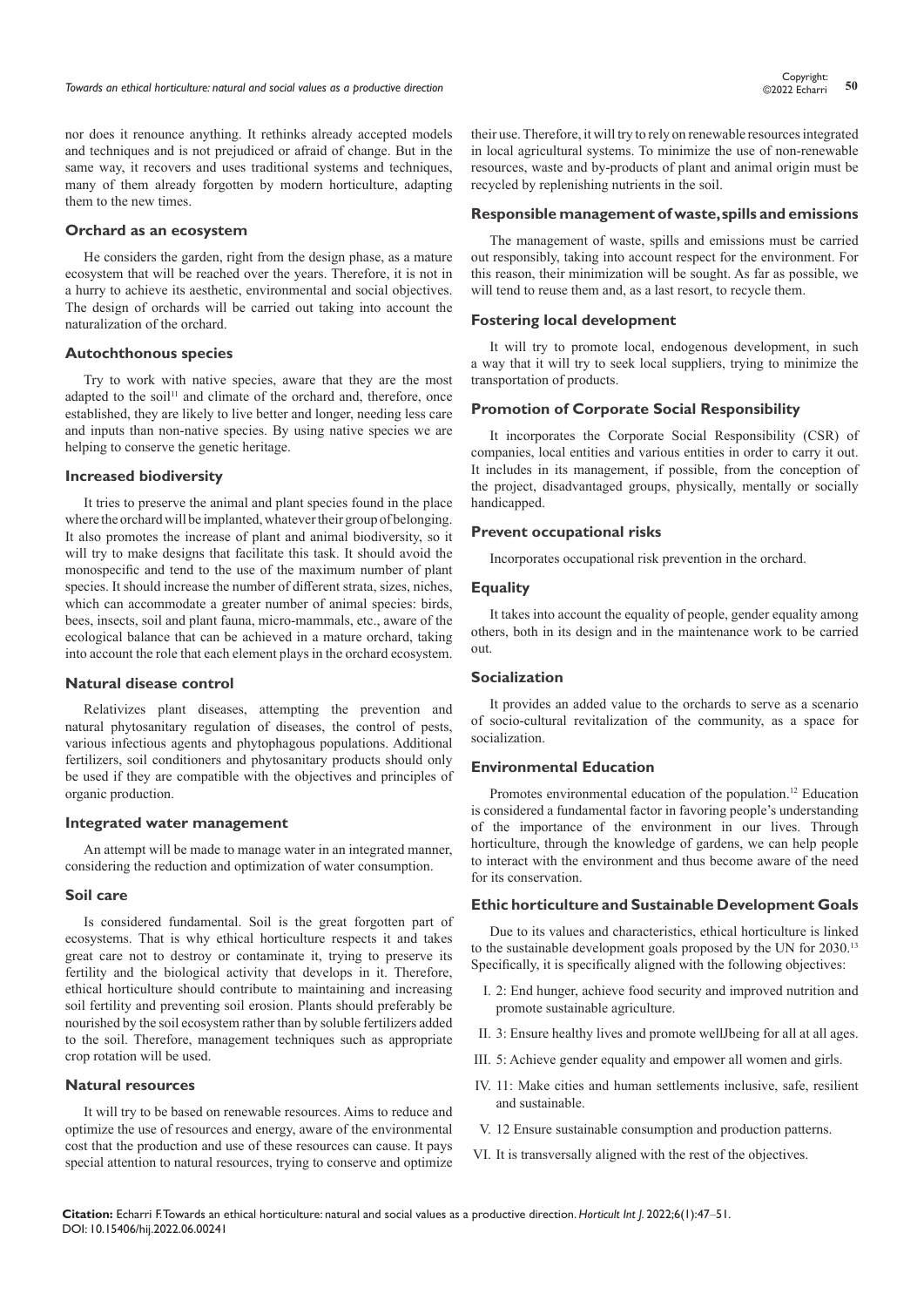nor does it renounce anything. It rethinks already accepted models and techniques and is not prejudiced or afraid of change. But in the same way, it recovers and uses traditional systems and techniques, many of them already forgotten by modern horticulture, adapting them to the new times.

### Orchard as an ecosystem

He considers the garden, right from the design phase, as a mature ecosystem that will be reached over the years. Therefore, it is not in a hurry to achieve its aesthetic, environmental and social objectives. The design of orchards will be carried out taking into account the naturalization of the orchard.

### Autochthonous species

Try to work with native species, aware that they are the most adapted to the soil[11] and climate of the orchard and, therefore, once established, they are likely to live better and longer, needing less care and inputs than non-native species. By using native species we are helping to conserve the genetic heritage.

### Increased biodiversity

It tries to preserve the animal and plant species found in the place where the orchard will be implanted, whatever their group of belonging. It also promotes the increase of plant and animal biodiversity, so it will try to make designs that facilitate this task. It should avoid the monospecific and tend to the use of the maximum number of plant species. It should increase the number of different strata, sizes, niches, which can accommodate a greater number of animal species: birds, bees, insects, soil and plant fauna, micro-mammals, etc., aware of the ecological balance that can be achieved in a mature orchard, taking into account the role that each element plays in the orchard ecosystem.

### Natural disease control

Relativizes plant diseases, attempting the prevention and natural phytosanitary regulation of diseases, the control of pests, various infectious agents and phytophagous populations. Additional fertilizers, soil conditioners and phytosanitary products should only be used if they are compatible with the objectives and principles of organic production.

### Integrated water management

An attempt will be made to manage water in an integrated manner, considering the reduction and optimization of water consumption.

### Soil care

Is considered fundamental. Soil is the great forgotten part of ecosystems. That is why ethical horticulture respects it and takes great care not to destroy or contaminate it, trying to preserve its fertility and the biological activity that develops in it. Therefore, ethical horticulture should contribute to maintaining and increasing soil fertility and preventing soil erosion. Plants should preferably be nourished by the soil ecosystem rather than by soluble fertilizers added to the soil. Therefore, management techniques such as appropriate crop rotation will be used.

### Natural resources

It will try to be based on renewable resources. Aims to reduce and optimize the use of resources and energy, aware of the environmental cost that the production and use of these resources can cause. It pays special attention to natural resources, trying to conserve and optimize their use. Therefore, it will try to rely on renewable resources integrated in local agricultural systems. To minimize the use of non-renewable resources, waste and by-products of plant and animal origin must be recycled by replenishing nutrients in the soil.

### Responsible management of waste, spills and emissions

The management of waste, spills and emissions must be carried out responsibly, taking into account respect for the environment. For this reason, their minimization will be sought. As far as possible, we will tend to reuse them and, as a last resort, to recycle them.

### Fostering local development

It will try to promote local, endogenous development, in such a way that it will try to seek local suppliers, trying to minimize the transportation of products.

### Promotion of Corporate Social Responsibility

It incorporates the Corporate Social Responsibility (CSR) of companies, local entities and various entities in order to carry it out. It includes in its management, if possible, from the conception of the project, disadvantaged groups, physically, mentally or socially handicapped.

### Prevent occupational risks

Incorporates occupational risk prevention in the orchard.

### Equality

It takes into account the equality of people, gender equality among others, both in its design and in the maintenance work to be carried out.

### Socialization

It provides an added value to the orchards to serve as a scenario of socio-cultural revitalization of the community, as a space for socialization.

### Environmental Education

Promotes environmental education of the population.[12] Education is considered a fundamental factor in favoring people's understanding of the importance of the environment in our lives. Through horticulture, through the knowledge of gardens, we can help people to interact with the environment and thus become aware of the need for its conservation.

### Ethic horticulture and Sustainable Development Goals

Due to its values and characteristics, ethical horticulture is linked to the sustainable development goals proposed by the UN for 2030.[13] Specifically, it is specifically aligned with the following objectives:

I. 2: End hunger, achieve food security and improved nutrition and promote sustainable agriculture.

II. 3: Ensure healthy lives and promote wellJbeing for all at all ages.

III. 5: Achieve gender equality and empower all women and girls.

IV. 11: Make cities and human settlements inclusive, safe, resilient and sustainable.

V. 12 Ensure sustainable consumption and production patterns.

VI. It is transversally aligned with the rest of the objectives.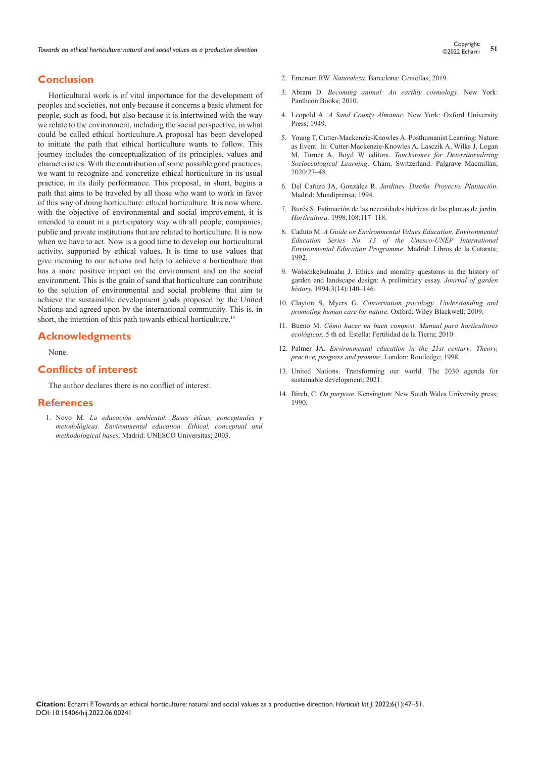## Conclusion

Horticultural work is of vital importance for the development of peoples and societies, not only because it concerns a basic element for people, such as food, but also because it is intertwined with the way we relate to the environment, including the social perspective, in what could be called ethical horticulture.A proposal has been developed to initiate the path that ethical horticulture wants to follow. This journey includes the conceptualization of its principles, values and characteristics. With the contribution of some possible good practices, we want to recognize and concretize ethical horticulture in its usual practice, in its daily performance. This proposal, in short, begins a path that aims to be traveled by all those who want to work in favor of this way of doing horticulture: ethical horticulture. It is now where, with the objective of environmental and social improvement, it is intended to count in a participatory way with all people, companies, public and private institutions that are related to horticulture. It is now when we have to act. Now is a good time to develop our horticultural activity, supported by ethical values. It is time to use values that give meaning to our actions and help to achieve a horticulture that has a more positive impact on the environment and on the social environment. This is the grain of sand that horticulture can contribute to the solution of environmental and social problems that aim to achieve the sustainable development goals proposed by the United Nations and agreed upon by the international community. This is, in short, the intention of this path towards ethical horticulture.[14]

## Acknowledgments

None.

## Conflicts of interest

The author declares there is no conflict of interest.

## References

1. Novo M. *La educación ambiental. Bases éticas, conceptuales y metodológicas. Environmental education. Ethical, conceptual and methodological bases*. Madrid: UNESCO Universitas; 2003.
2. Emerson RW. *Naturaleza*. Barcelona: Centellas; 2019.
3. Abram D. *Becoming animal: An earthly cosmology*. New York: Pantheon Books; 2010.
4. Leopold A. *A Sand County Almanac*. New York: Oxford University Press; 1949.
5. Young T, Cutter-Mackenzie-Knowles A. Posthumanist Learning: Nature as Event. In: Cutter-Mackenzie-Knowles A, Lasczik A, Wilks J, Logan M, Turner A, Boyd W editors. *Touchstones for Deterritorializing Socioecological Learning*. Cham, Switzerland: Palgrave Macmillan; 2020:27–48.
6. Del Cañizo JA, González R. *Jardines. Diseño. Proyecto. Plantación*. Madrid: Mundiprensa; 1994.
7. Burés S. Estimación de las necesidades hídricas de las plantas de jardín. *Horticultura.* 1998;108:117–118.
8. Caduto M. *A Guide on Environmental Values Education. Environmental Education Series No. 13 of the Unesco-UNEP International Environmental Education Programme*. Madrid: Libros de la Catarata; 1992.
9. Wolschkebulmahn J. Ethics and morality questions in the history of garden and landscape design: A preliminary essay. *Journal of garden history.* 1994;3(14):140–146.
10. Clayton S, Myers G. *Conservation psicology. Understanding and promoting human care for nature.* Oxford: Wiley Blackwell; 2009.
11. Bueno M. *Cómo hacer un buen compost. Manual para horticultores ecológicos.* 5 th ed. Estella: Fertilidad de la Tierra; 2010.
12. Palmer JA. *Environmental education in the 21st century: Theory, practice, progress and promise*. London: Routledge; 1998.
13. United Nations. Transforming our world. The 2030 agenda for sustainable development; 2021.
14. Birch, C. *On purpose*. Kensington: New South Wales University press; 1990.